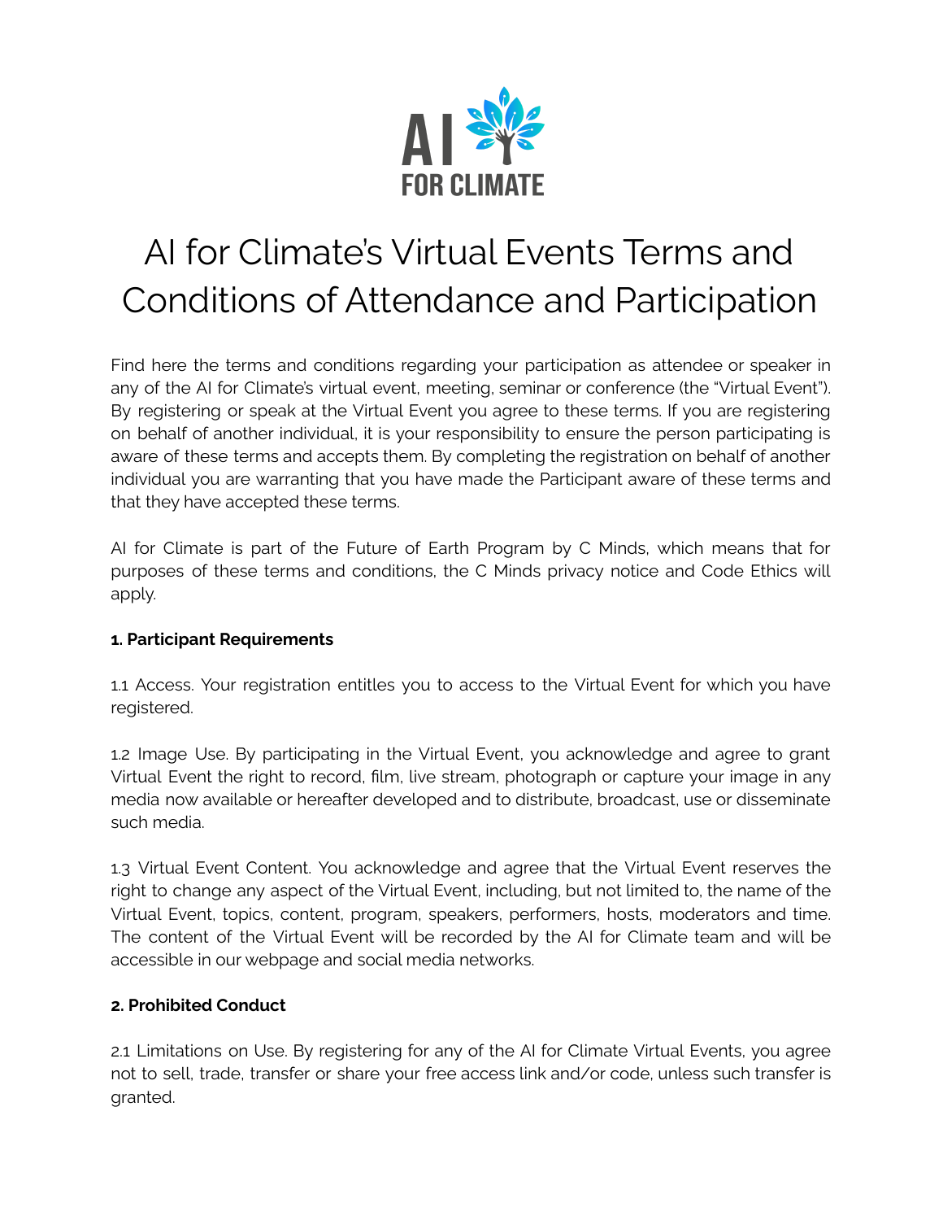# AI for Climate's Virtual Events Terms and Conditions of Attendance and Participation

Find here the terms and conditions regarding your participation as attendee or speaker in any of the AI for Climate's virtual event, meeting, seminar or conference (the "Virtual Event"). By registering or speak at the Virtual Event you agree to these terms. If you are registering on behalf of another individual, it is your responsibility to ensure the person participating is aware of these terms and accepts them. By completing the registration on behalf of another individual you are warranting that you have made the Participant aware of these terms and that they have accepted these terms.

AI for Climate is part of the Future of Earth Program by C Minds, which means that for purposes of these terms and conditions, the C Minds privacy notice and Code Ethics will apply.

**1. Participant Requirements**

1.1 Access. Your registration entitles you to access to the Virtual Event for which you have registered.

1.2 Image Use. By participating in the Virtual Event, you acknowledge and agree to grant Virtual Event the right to record, film, live stream, photograph or capture your image in any media now available or hereafter developed and to distribute, broadcast, use or disseminate such media.

1.3 Virtual Event Content. You acknowledge and agree that the Virtual Event reserves the right to change any aspect of the Virtual Event, including, but not limited to, the name of the Virtual Event, topics, content, program, speakers, performers, hosts, moderators and time. The content of the Virtual Event will be recorded by the AI for Climate team and will be accessible in our webpage and social media networks.

**2. Prohibited Conduct**

2.1 Limitations on Use. By registering for any of the AI for Climate Virtual Events, you agree not to sell, trade, transfer or share your free access link and/or code, unless such transfer is granted.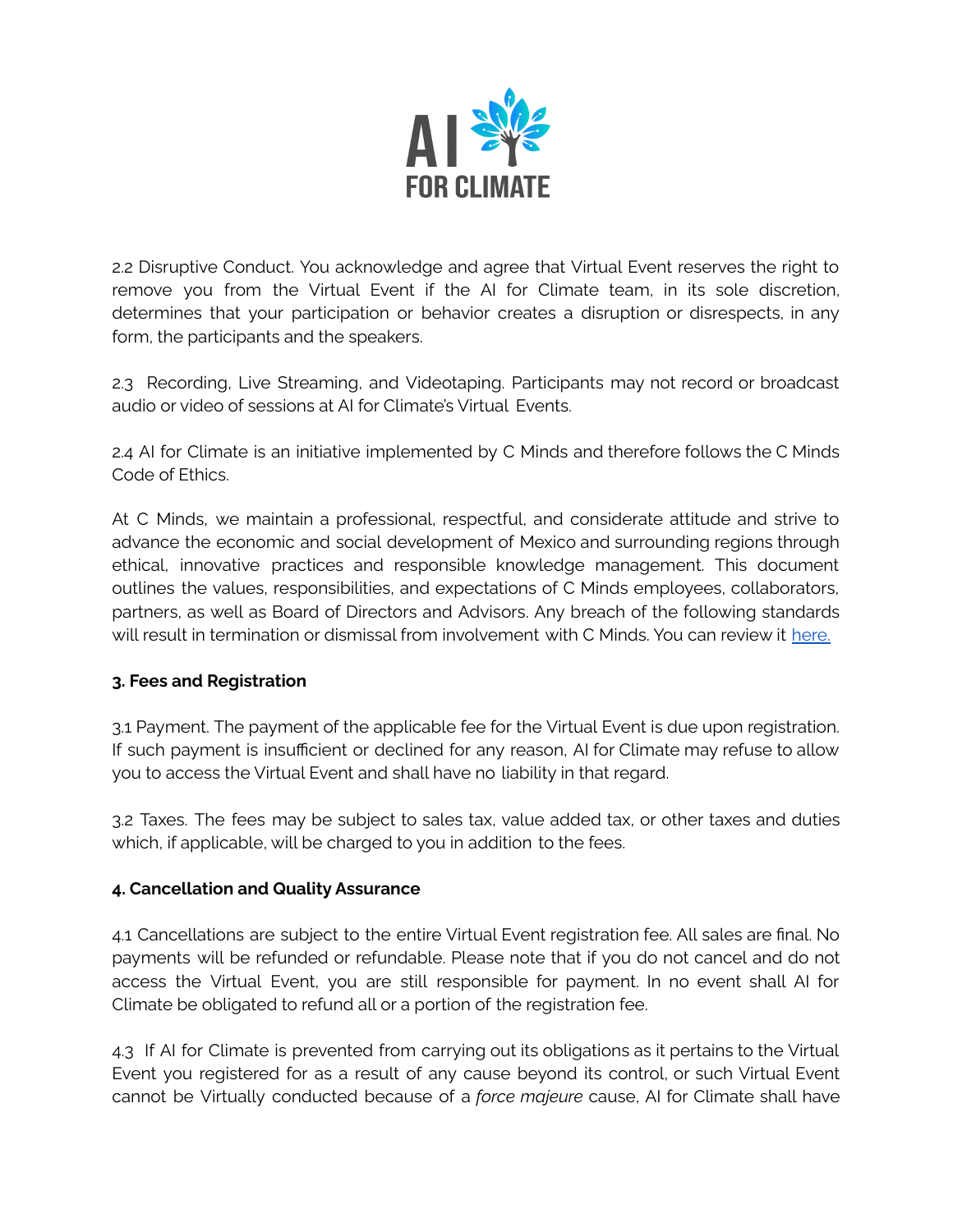2.2 Disruptive Conduct. You acknowledge and agree that Virtual Event reserves the right to remove you from the Virtual Event if the AI for Climate team, in its sole discretion, determines that your participation or behavior creates a disruption or disrespects, in any form, the participants and the speakers.

2.3 Recording, Live Streaming, and Videotaping. Participants may not record or broadcast audio or video of sessions at AI for Climate's Virtual Events.

2.4 AI for Climate is an initiative implemented by C Minds and therefore follows the C Minds Code of Ethics.

At C Minds, we maintain a professional, respectful, and considerate attitude and strive to advance the economic and social development of Mexico and surrounding regions through ethical, innovative practices and responsible knowledge management. This document outlines the values, responsibilities, and expectations of C Minds employees, collaborators, partners, as well as Board of Directors and Advisors. Any breach of the following standards will result in termination or dismissal from involvement with C Minds. You can review it [here.]()

**3. Fees and Registration**

3.1 Payment. The payment of the applicable fee for the Virtual Event is due upon registration. If such payment is insufficient or declined for any reason, AI for Climate may refuse to allow you to access the Virtual Event and shall have no liability in that regard.

3.2 Taxes. The fees may be subject to sales tax, value added tax, or other taxes and duties which, if applicable, will be charged to you in addition to the fees.

**4. Cancellation and Quality Assurance**

4.1 Cancellations are subject to the entire Virtual Event registration fee. All sales are final. No payments will be refunded or refundable. Please note that if you do not cancel and do not access the Virtual Event, you are still responsible for payment. In no event shall AI for Climate be obligated to refund all or a portion of the registration fee.

4.3 If AI for Climate is prevented from carrying out its obligations as it pertains to the Virtual Event you registered for as a result of any cause beyond its control, or such Virtual Event cannot be Virtually conducted because of a *force majeure* cause, AI for Climate shall have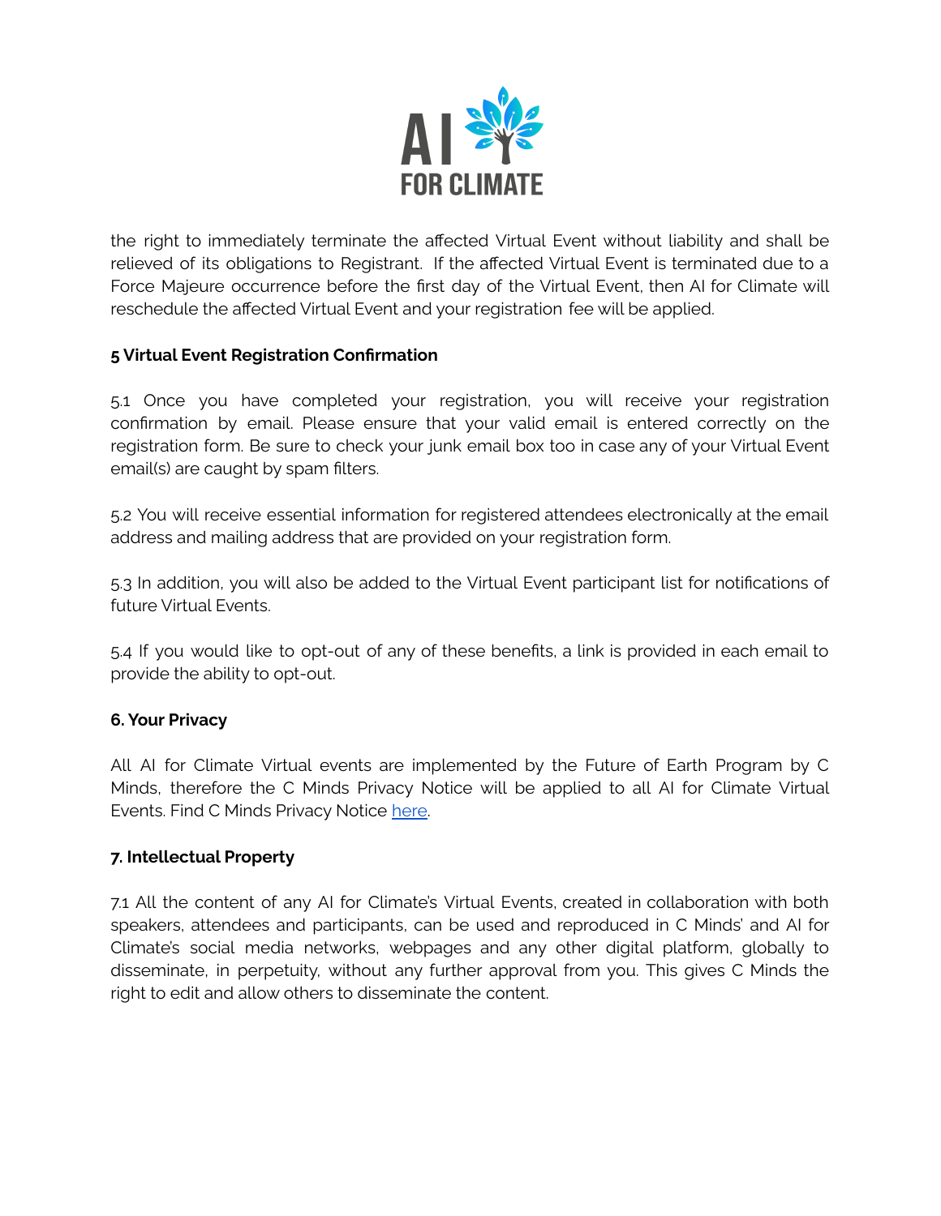the right to immediately terminate the affected Virtual Event without liability and shall be relieved of its obligations to Registrant. If the affected Virtual Event is terminated due to a Force Majeure occurrence before the first day of the Virtual Event, then AI for Climate will reschedule the affected Virtual Event and your registration fee will be applied.

**5 Virtual Event Registration Confirmation**

5.1 Once you have completed your registration, you will receive your registration confirmation by email. Please ensure that your valid email is entered correctly on the registration form. Be sure to check your junk email box too in case any of your Virtual Event email(s) are caught by spam filters.

5.2 You will receive essential information for registered attendees electronically at the email address and mailing address that are provided on your registration form.

5.3 In addition, you will also be added to the Virtual Event participant list for notifications of future Virtual Events.

5.4 If you would like to opt-out of any of these benefits, a link is provided in each email to provide the ability to opt-out.

**6. Your Privacy**

All AI for Climate Virtual events are implemented by the Future of Earth Program by C Minds, therefore the C Minds Privacy Notice will be applied to all AI for Climate Virtual Events. Find C Minds Privacy Notice here.

**7. Intellectual Property**

7.1 All the content of any AI for Climate's Virtual Events, created in collaboration with both speakers, attendees and participants, can be used and reproduced in C Minds' and AI for Climate's social media networks, webpages and any other digital platform, globally to disseminate, in perpetuity, without any further approval from you. This gives C Minds the right to edit and allow others to disseminate the content.